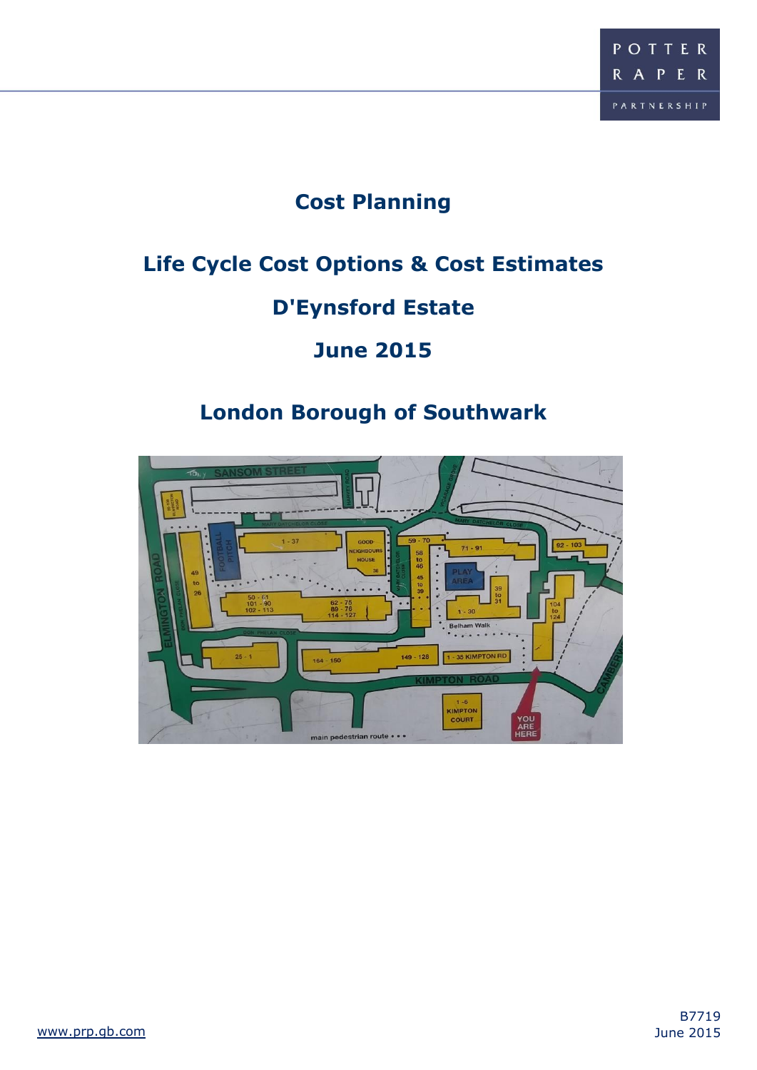POTTER RAPER PARTNERSHIP

# Cost Planning

## Life Cycle Cost Options & Cost Estimates

## D'Eynsford Estate

## June 2015

## London Borough of Southwark

www.prp.gb.com

B7719
June 2015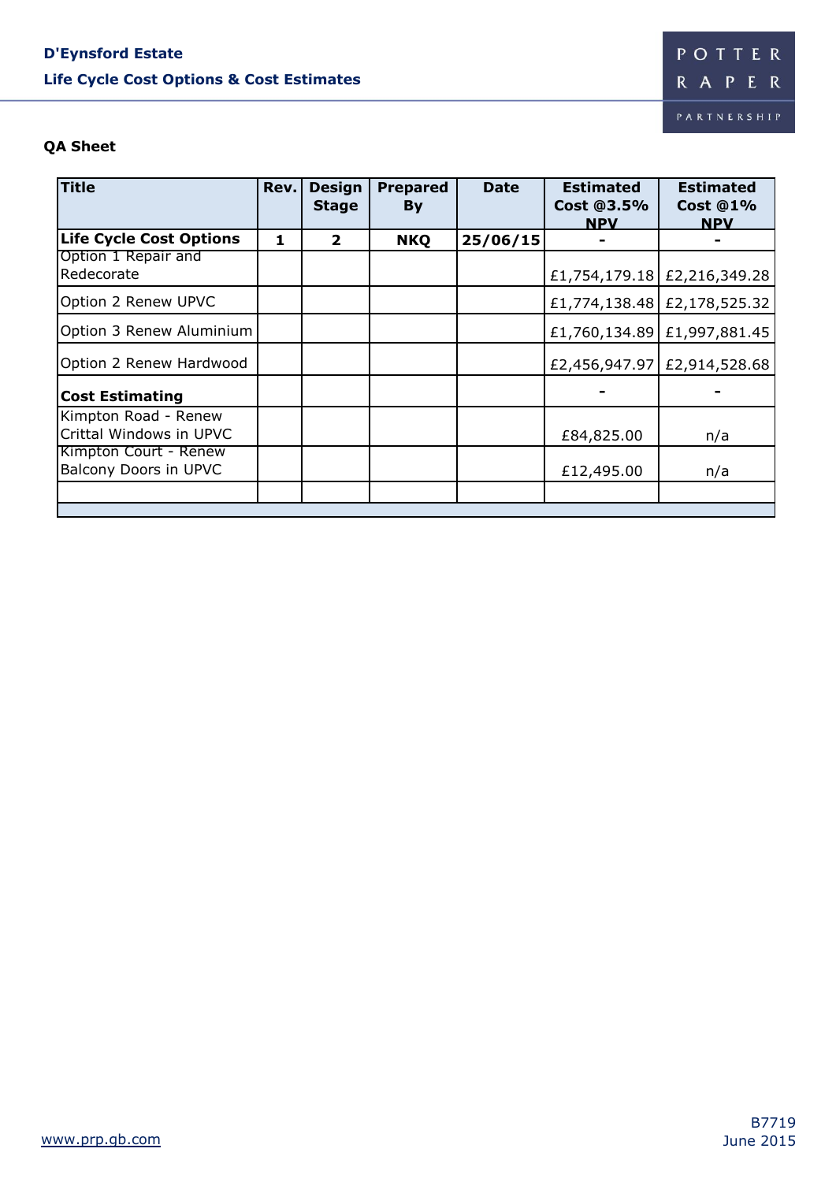**D'Eynsford Estate**

**Life Cycle Cost Options & Cost Estimates**

POTTER RAPER PARTNERSHIP

**QA Sheet**

| Title | Rev. | Design Stage | Prepared By | Date | Estimated Cost @3.5% NPV | Estimated Cost @1% NPV |
|---|---|---|---|---|---|---|
| **Life Cycle Cost Options** | **1** | **2** | **NKQ** | **25/06/15** | **-** | **-** |
| Option 1 Repair and Redecorate | | | | | £1,754,179.18 | £2,216,349.28 |
| Option 2 Renew UPVC | | | | | £1,774,138.48 | £2,178,525.32 |
| Option 3 Renew Aluminium | | | | | £1,760,134.89 | £1,997,881.45 |
| Option 2 Renew Hardwood | | | | | £2,456,947.97 | £2,914,528.68 |
| **Cost Estimating** | | | | | **-** | **-** |
| Kimpton Road - Renew Crittal Windows in UPVC | | | | | £84,825.00 | n/a |
| Kimpton Court - Renew Balcony Doors in UPVC | | | | | £12,495.00 | n/a |
| | | | | | | |

www.prp.gb.com

B7719
June 2015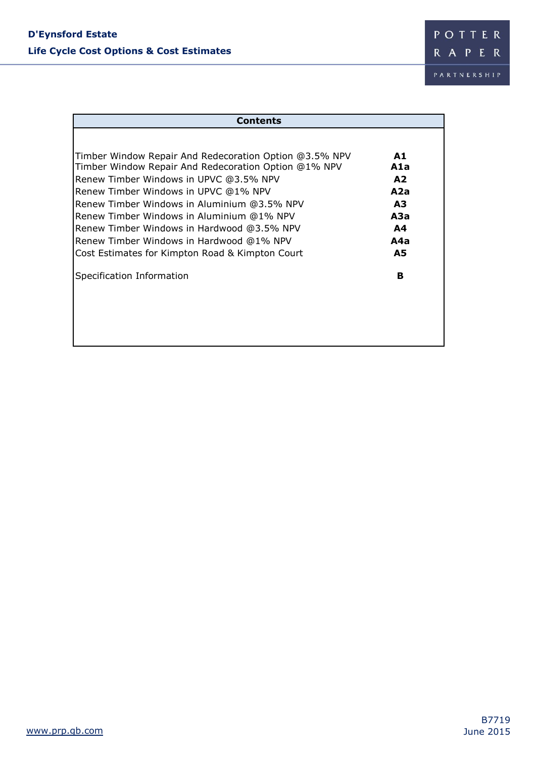**D'Eynsford Estate**

**Life Cycle Cost Options & Cost Estimates**

| Contents | |
|---|---|
| Timber Window Repair And Redecoration Option @3.5% NPV | **A1** |
| Timber Window Repair And Redecoration Option @1% NPV | **A1a** |
| Renew Timber Windows in UPVC @3.5% NPV | **A2** |
| Renew Timber Windows in UPVC @1% NPV | **A2a** |
| Renew Timber Windows in Aluminium @3.5% NPV | **A3** |
| Renew Timber Windows in Aluminium @1% NPV | **A3a** |
| Renew Timber Windows in Hardwood @3.5% NPV | **A4** |
| Renew Timber Windows in Hardwood @1% NPV | **A4a** |
| Cost Estimates for Kimpton Road & Kimpton Court | **A5** |
| Specification Information | **B** |

www.prp.gb.com

B7719
June 2015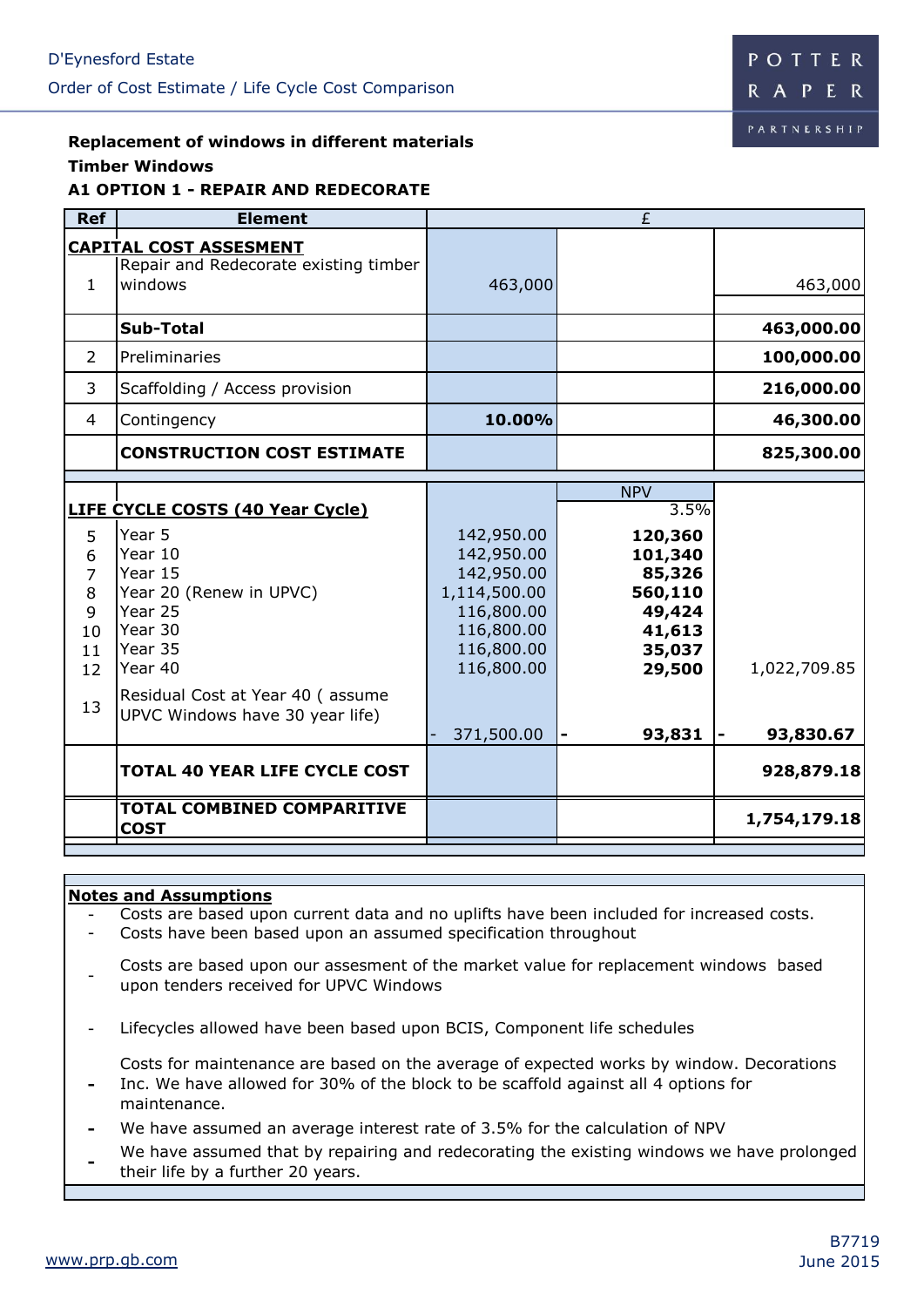D'Eynesford Estate

Order of Cost Estimate / Life Cycle Cost Comparison

**Replacement of windows in different materials**

**Timber Windows**

**A1 OPTION 1 - REPAIR AND REDECORATE**

| Ref | Element | £ | | |
|---|---|---|---|---|
| | **CAPITAL COST ASSESMENT** | | | |
| 1 | Repair and Redecorate existing timber windows | 463,000 | | 463,000 |
| | **Sub-Total** | | | **463,000.00** |
| 2 | Preliminaries | | | **100,000.00** |
| 3 | Scaffolding / Access provision | | | **216,000.00** |
| 4 | Contingency | **10.00%** | | **46,300.00** |
| | **CONSTRUCTION COST ESTIMATE** | | | **825,300.00** |
| | | | NPV | |
| | **LIFE CYCLE COSTS (40 Year Cycle)** | | 3.5% | |
| 5 | Year 5 | 142,950.00 | **120,360** | |
| 6 | Year 10 | 142,950.00 | **101,340** | |
| 7 | Year 15 | 142,950.00 | **85,326** | |
| 8 | Year 20 (Renew in UPVC) | 1,114,500.00 | **560,110** | |
| 9 | Year 25 | 116,800.00 | **49,424** | |
| 10 | Year 30 | 116,800.00 | **41,613** | |
| 11 | Year 35 | 116,800.00 | **35,037** | |
| 12 | Year 40 | 116,800.00 | **29,500** | 1,022,709.85 |
| 13 | Residual Cost at Year 40 ( assume UPVC Windows have 30 year life) | - 371,500.00 | **- 93,831** | **- 93,830.67** |
| | **TOTAL 40 YEAR LIFE CYCLE COST** | | | **928,879.18** |
| | **TOTAL COMBINED COMPARITIVE COST** | | | **1,754,179.18** |

**Notes and Assumptions**

- Costs are based upon current data and no uplifts have been included for increased costs.
- Costs have been based upon an assumed specification throughout
- Costs are based upon our assesment of the market value for replacement windows based upon tenders received for UPVC Windows
- Lifecycles allowed have been based upon BCIS, Component life schedules
- Costs for maintenance are based on the average of expected works by window. Decorations Inc. We have allowed for 30% of the block to be scaffold against all 4 options for maintenance.
- We have assumed an average interest rate of 3.5% for the calculation of NPV
- We have assumed that by repairing and redecorating the existing windows we have prolonged their life by a further 20 years.

www.prp.gb.com

B7719

June 2015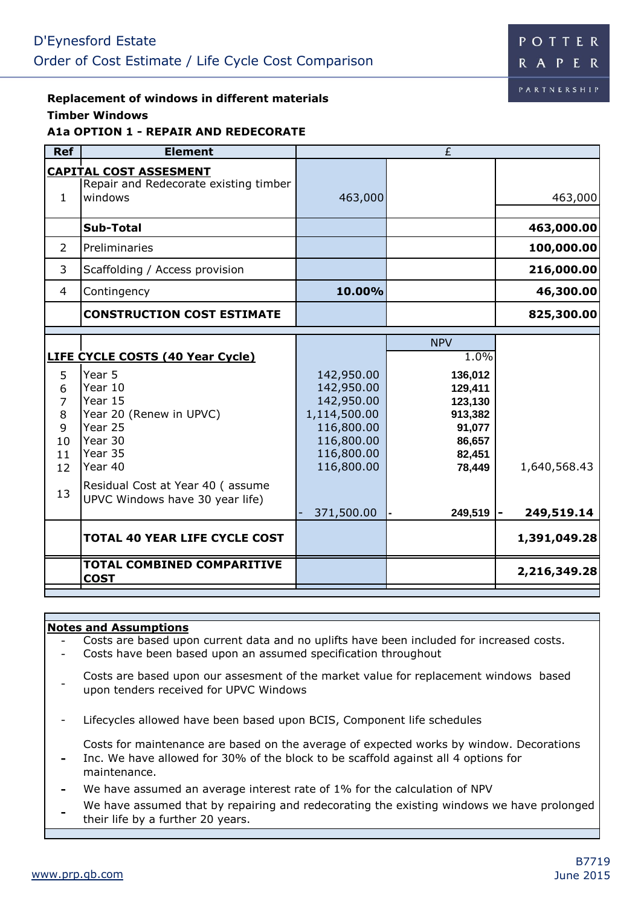D'Eynesford Estate

Order of Cost Estimate / Life Cycle Cost Comparison

**Replacement of windows in different materials**

**Timber Windows**

**A1a OPTION 1 - REPAIR AND REDECORATE**

| Ref | Element | £ | | |
|---|---|---|---|---|
| | **CAPITAL COST ASSESMENT** | | | |
| 1 | Repair and Redecorate existing timber windows | 463,000 | | 463,000 |
| | **Sub-Total** | | | **463,000.00** |
| 2 | Preliminaries | | | **100,000.00** |
| 3 | Scaffolding / Access provision | | | **216,000.00** |
| 4 | Contingency | **10.00%** | | **46,300.00** |
| | **CONSTRUCTION COST ESTIMATE** | | | **825,300.00** |
| | | | NPV | |
| | **LIFE CYCLE COSTS (40 Year Cycle)** | | 1.0% | |
| 5 | Year 5 | 142,950.00 | 136,012 | |
| 6 | Year 10 | 142,950.00 | 129,411 | |
| 7 | Year 15 | 142,950.00 | 123,130 | |
| 8 | Year 20 (Renew in UPVC) | 1,114,500.00 | 913,382 | |
| 9 | Year 25 | 116,800.00 | 91,077 | |
| 10 | Year 30 | 116,800.00 | 86,657 | |
| 11 | Year 35 | 116,800.00 | 82,451 | |
| 12 | Year 40 | 116,800.00 | 78,449 | 1,640,568.43 |
| 13 | Residual Cost at Year 40 ( assume UPVC Windows have 30 year life) | - 371,500.00 | - 249,519 | - **249,519.14** |
| | **TOTAL 40 YEAR LIFE CYCLE COST** | | | **1,391,049.28** |
| | **TOTAL COMBINED COMPARITIVE COST** | | | **2,216,349.28** |

**Notes and Assumptions**

- Costs are based upon current data and no uplifts have been included for increased costs.
- Costs have been based upon an assumed specification throughout
- Costs are based upon our assesment of the market value for replacement windows based upon tenders received for UPVC Windows
- Lifecycles allowed have been based upon BCIS, Component life schedules
- Costs for maintenance are based on the average of expected works by window. Decorations Inc. We have allowed for 30% of the block to be scaffold against all 4 options for maintenance.
- We have assumed an average interest rate of 1% for the calculation of NPV
- We have assumed that by repairing and redecorating the existing windows we have prolonged their life by a further 20 years.

www.prp.gb.com

B7719

June 2015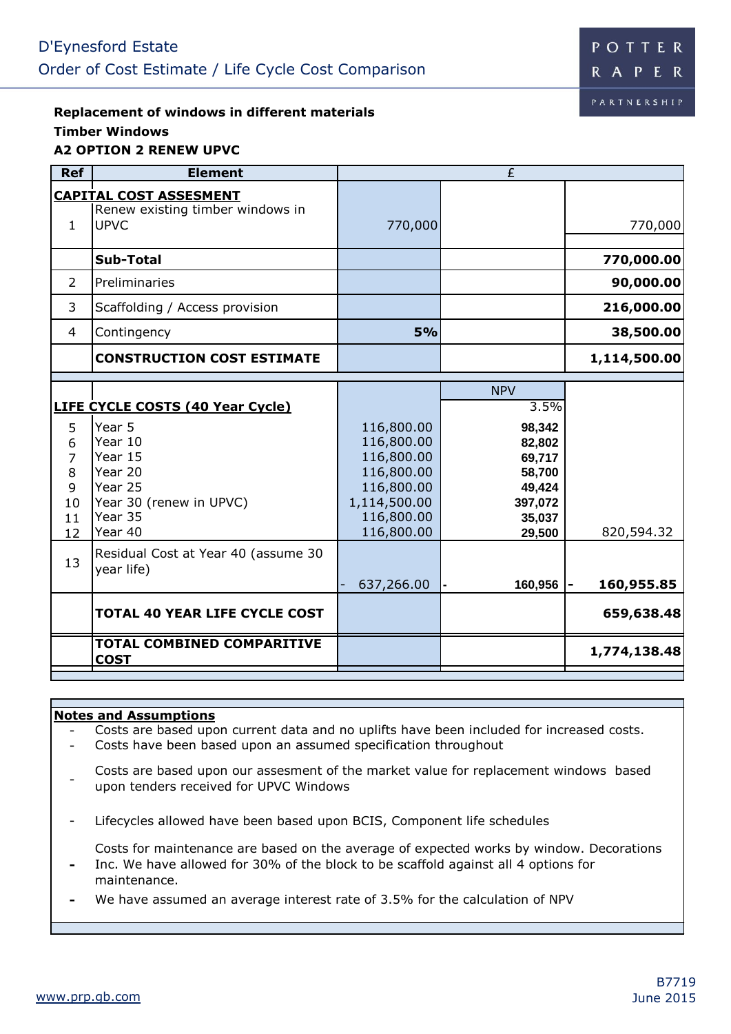D'Eynesford Estate
Order of Cost Estimate / Life Cycle Cost Comparison

**Replacement of windows in different materials**
**Timber Windows**
**A2 OPTION 2 RENEW UPVC**

| Ref | Element | £ | | |
|---|---|---|---|---|
| | **CAPITAL COST ASSESMENT** | | | |
| 1 | Renew existing timber windows in UPVC | 770,000 | | 770,000 |
| | **Sub-Total** | | | **770,000.00** |
| 2 | Preliminaries | | | **90,000.00** |
| 3 | Scaffolding / Access provision | | | **216,000.00** |
| 4 | Contingency | **5%** | | **38,500.00** |
| | **CONSTRUCTION COST ESTIMATE** | | | **1,114,500.00** |
| | | | NPV | |
| | **LIFE CYCLE COSTS (40 Year Cycle)** | | 3.5% | |
| 5 | Year 5 | 116,800.00 | **98,342** | |
| 6 | Year 10 | 116,800.00 | **82,802** | |
| 7 | Year 15 | 116,800.00 | **69,717** | |
| 8 | Year 20 | 116,800.00 | **58,700** | |
| 9 | Year 25 | 116,800.00 | **49,424** | |
| 10 | Year 30 (renew in UPVC) | 1,114,500.00 | **397,072** | |
| 11 | Year 35 | 116,800.00 | **35,037** | |
| 12 | Year 40 | 116,800.00 | **29,500** | 820,594.32 |
| 13 | Residual Cost at Year 40 (assume 30 year life) | - 637,266.00 | - **160,956** | - **160,955.85** |
| | **TOTAL 40 YEAR LIFE CYCLE COST** | | | **659,638.48** |
| | **TOTAL COMBINED COMPARITIVE COST** | | | **1,774,138.48** |

**Notes and Assumptions**

- Costs are based upon current data and no uplifts have been included for increased costs.
- Costs have been based upon an assumed specification throughout
- Costs are based upon our assesment of the market value for replacement windows based upon tenders received for UPVC Windows
- Lifecycles allowed have been based upon BCIS, Component life schedules
- Costs for maintenance are based on the average of expected works by window. Decorations Inc. We have allowed for 30% of the block to be scaffold against all 4 options for maintenance.
- We have assumed an average interest rate of 3.5% for the calculation of NPV

B7719
June 2015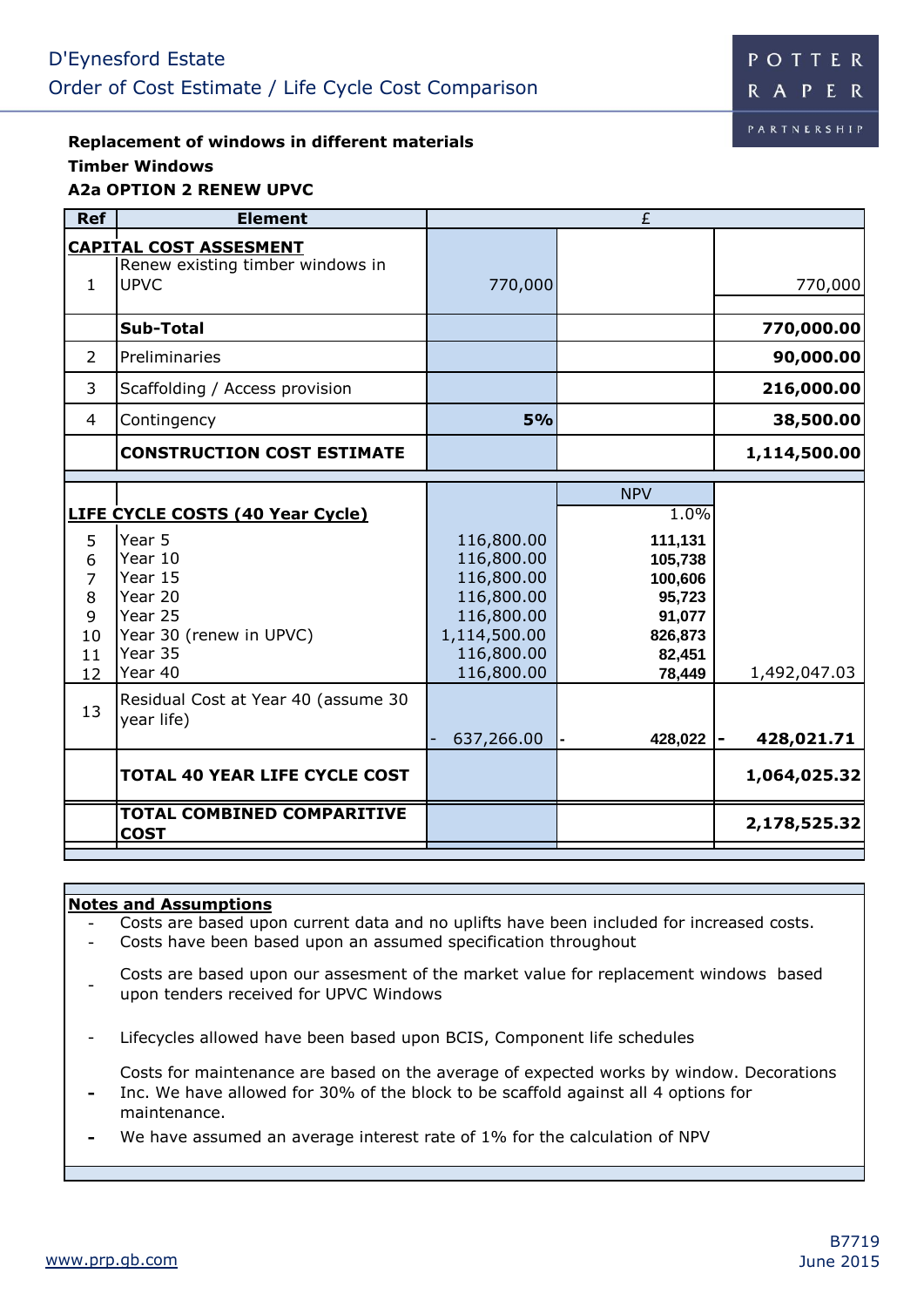D'Eynesford Estate
Order of Cost Estimate / Life Cycle Cost Comparison

**Replacement of windows in different materials**
**Timber Windows**
**A2a OPTION 2 RENEW UPVC**

| Ref | Element | £ | | |
|---|---|---|---|---|
| | **CAPITAL COST ASSESMENT** | | | |
| 1 | Renew existing timber windows in UPVC | 770,000 | | 770,000 |
| | **Sub-Total** | | | **770,000.00** |
| 2 | Preliminaries | | | **90,000.00** |
| 3 | Scaffolding / Access provision | | | **216,000.00** |
| 4 | Contingency | **5%** | | **38,500.00** |
| | **CONSTRUCTION COST ESTIMATE** | | | **1,114,500.00** |
| | | | NPV | |
| | **LIFE CYCLE COSTS (40 Year Cycle)** | | 1.0% | |
| 5 | Year 5 | 116,800.00 | **111,131** | |
| 6 | Year 10 | 116,800.00 | **105,738** | |
| 7 | Year 15 | 116,800.00 | **100,606** | |
| 8 | Year 20 | 116,800.00 | **95,723** | |
| 9 | Year 25 | 116,800.00 | **91,077** | |
| 10 | Year 30 (renew in UPVC) | 1,114,500.00 | **826,873** | |
| 11 | Year 35 | 116,800.00 | **82,451** | |
| 12 | Year 40 | 116,800.00 | **78,449** | 1,492,047.03 |
| 13 | Residual Cost at Year 40 (assume 30 year life) | - 637,266.00 | - **428,022** | - **428,021.71** |
| | **TOTAL 40 YEAR LIFE CYCLE COST** | | | **1,064,025.32** |
| | **TOTAL COMBINED COMPARITIVE COST** | | | **2,178,525.32** |

**Notes and Assumptions**

- Costs are based upon current data and no uplifts have been included for increased costs.
- Costs have been based upon an assumed specification throughout
- Costs are based upon our assesment of the market value for replacement windows based upon tenders received for UPVC Windows
- Lifecycles allowed have been based upon BCIS, Component life schedules
- Costs for maintenance are based on the average of expected works by window. Decorations Inc. We have allowed for 30% of the block to be scaffold against all 4 options for maintenance.
- We have assumed an average interest rate of 1% for the calculation of NPV

B7719
June 2015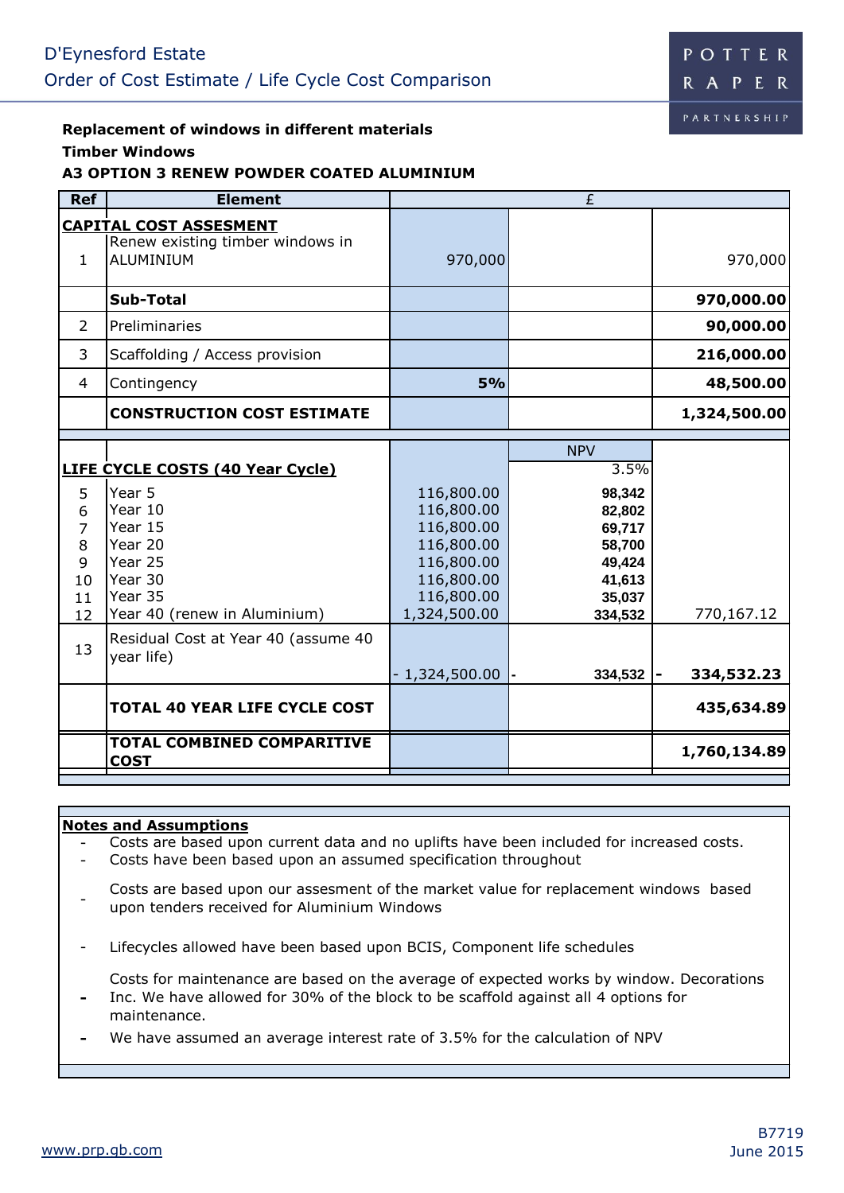D'Eynesford Estate
Order of Cost Estimate / Life Cycle Cost Comparison

POTTER RAPER PARTNERSHIP

**Replacement of windows in different materials**

**Timber Windows**

**A3 OPTION 3 RENEW POWDER COATED ALUMINIUM**

| Ref | Element | £ | | |
|---|---|---|---|---|
| | **CAPITAL COST ASSESMENT** | | | |
| 1 | Renew existing timber windows in ALUMINIUM | 970,000 | | 970,000 |
| | **Sub-Total** | | | **970,000.00** |
| 2 | Preliminaries | | | **90,000.00** |
| 3 | Scaffolding / Access provision | | | **216,000.00** |
| 4 | Contingency | **5%** | | **48,500.00** |
| | **CONSTRUCTION COST ESTIMATE** | | | **1,324,500.00** |
| | | | NPV | |
| | **LIFE CYCLE COSTS (40 Year Cycle)** | | 3.5% | |
| 5 | Year 5 | 116,800.00 | **98,342** | |
| 6 | Year 10 | 116,800.00 | **82,802** | |
| 7 | Year 15 | 116,800.00 | **69,717** | |
| 8 | Year 20 | 116,800.00 | **58,700** | |
| 9 | Year 25 | 116,800.00 | **49,424** | |
| 10 | Year 30 | 116,800.00 | **41,613** | |
| 11 | Year 35 | 116,800.00 | **35,037** | |
| 12 | Year 40 (renew in Aluminium) | 1,324,500.00 | **334,532** | 770,167.12 |
| 13 | Residual Cost at Year 40 (assume 40 year life) | - 1,324,500.00 | - **334,532** | - **334,532.23** |
| | **TOTAL 40 YEAR LIFE CYCLE COST** | | | **435,634.89** |
| | **TOTAL COMBINED COMPARITIVE COST** | | | **1,760,134.89** |

**Notes and Assumptions**

- Costs are based upon current data and no uplifts have been included for increased costs.
- Costs have been based upon an assumed specification throughout
- Costs are based upon our assesment of the market value for replacement windows based upon tenders received for Aluminium Windows
- Lifecycles allowed have been based upon BCIS, Component life schedules
- Costs for maintenance are based on the average of expected works by window. Decorations Inc. We have allowed for 30% of the block to be scaffold against all 4 options for maintenance.
- We have assumed an average interest rate of 3.5% for the calculation of NPV

www.prp.gb.com

B7719
June 2015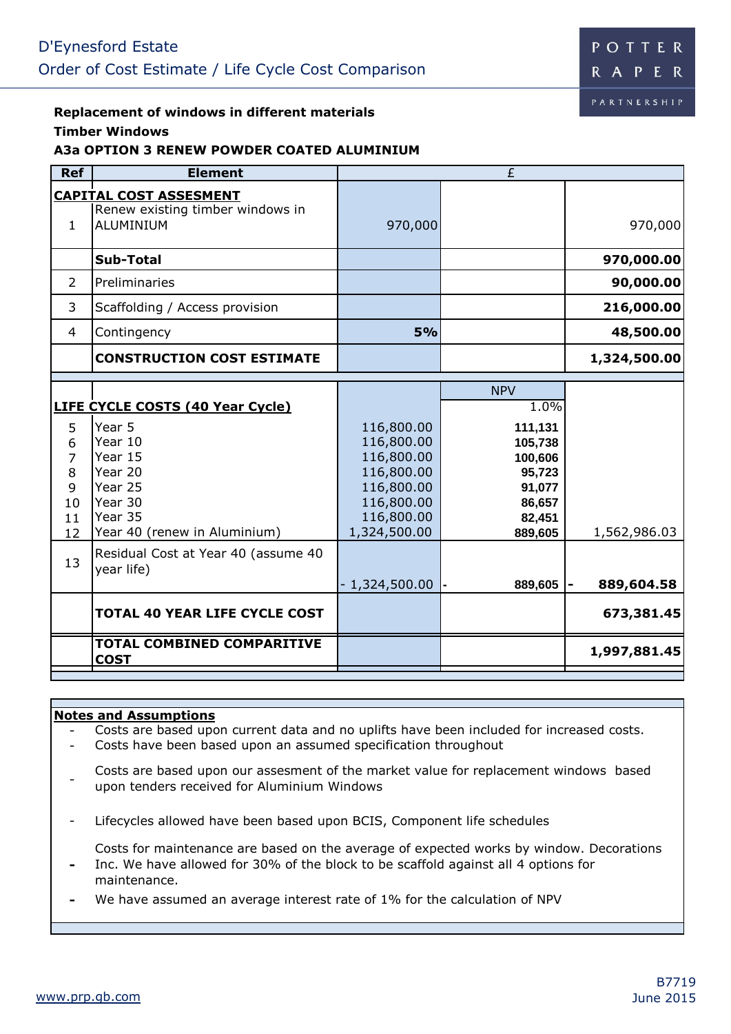D'Eynesford Estate

Order of Cost Estimate / Life Cycle Cost Comparison

**Replacement of windows in different materials**

**Timber Windows**

**A3a OPTION 3 RENEW POWDER COATED ALUMINIUM**

| Ref | Element | £ | | |
|---|---|---|---|---|
| | **CAPITAL COST ASSESMENT** | | | |
| 1 | Renew existing timber windows in ALUMINIUM | 970,000 | | 970,000 |
| | **Sub-Total** | | | **970,000.00** |
| 2 | Preliminaries | | | **90,000.00** |
| 3 | Scaffolding / Access provision | | | **216,000.00** |
| 4 | Contingency | **5%** | | **48,500.00** |
| | **CONSTRUCTION COST ESTIMATE** | | | **1,324,500.00** |
| | | | NPV | |
| | **LIFE CYCLE COSTS (40 Year Cycle)** | | 1.0% | |
| 5 | Year 5 | 116,800.00 | **111,131** | |
| 6 | Year 10 | 116,800.00 | **105,738** | |
| 7 | Year 15 | 116,800.00 | **100,606** | |
| 8 | Year 20 | 116,800.00 | **95,723** | |
| 9 | Year 25 | 116,800.00 | **91,077** | |
| 10 | Year 30 | 116,800.00 | **86,657** | |
| 11 | Year 35 | 116,800.00 | **82,451** | |
| 12 | Year 40 (renew in Aluminium) | 1,324,500.00 | **889,605** | 1,562,986.03 |
| 13 | Residual Cost at Year 40 (assume 40 year life) | - 1,324,500.00 | - **889,605** | - **889,604.58** |
| | **TOTAL 40 YEAR LIFE CYCLE COST** | | | **673,381.45** |
| | **TOTAL COMBINED COMPARITIVE COST** | | | **1,997,881.45** |

**Notes and Assumptions**

- Costs are based upon current data and no uplifts have been included for increased costs.
- Costs have been based upon an assumed specification throughout
- Costs are based upon our assesment of the market value for replacement windows based upon tenders received for Aluminium Windows
- Lifecycles allowed have been based upon BCIS, Component life schedules
- Costs for maintenance are based on the average of expected works by window. Decorations Inc. We have allowed for 30% of the block to be scaffold against all 4 options for maintenance.
- We have assumed an average interest rate of 1% for the calculation of NPV

www.prp.gb.com

B7719
June 2015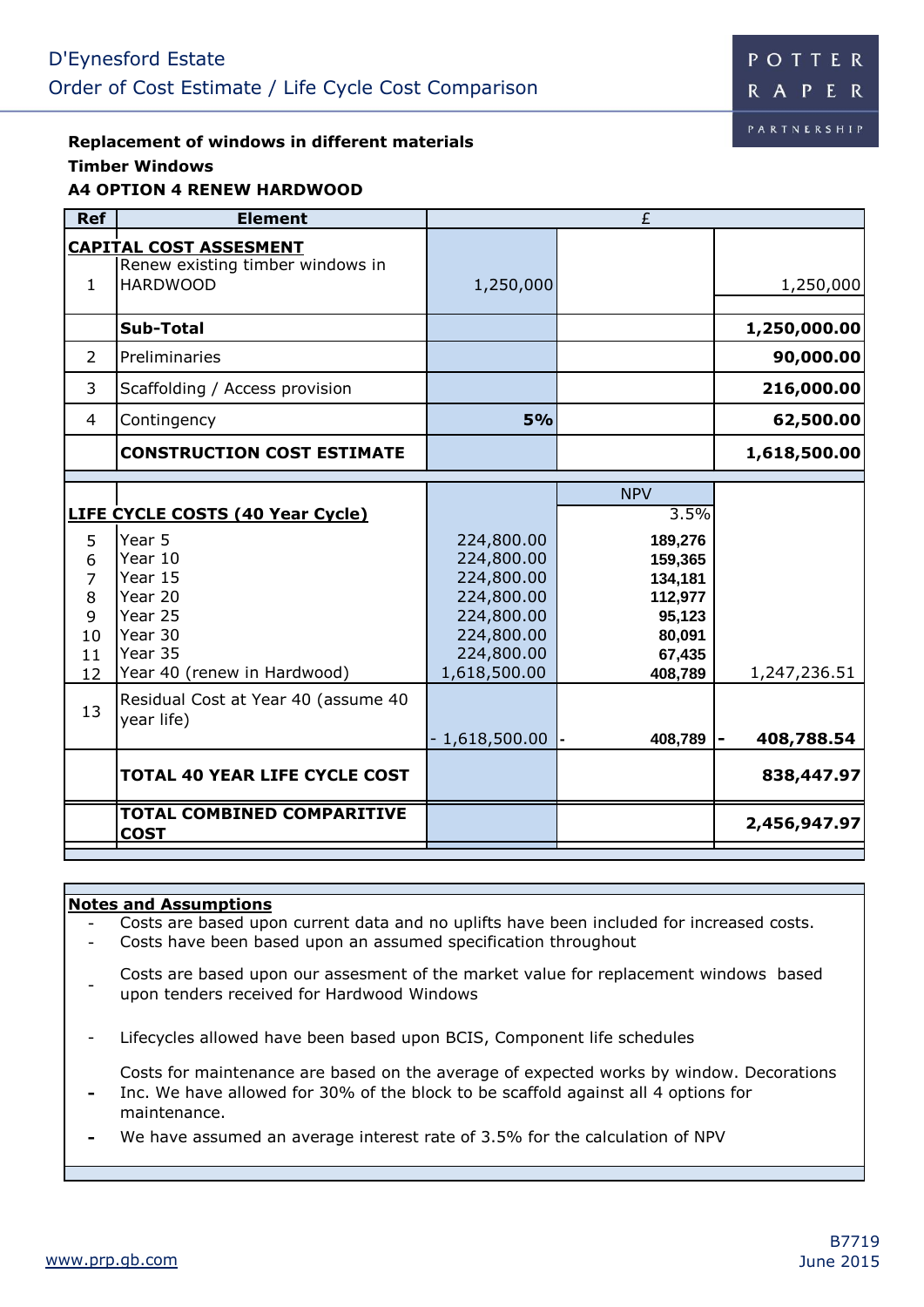D'Eynesford Estate

Order of Cost Estimate / Life Cycle Cost Comparison

POTTER RAPER PARTNERSHIP

**Replacement of windows in different materials**

**Timber Windows**

**A4 OPTION 4 RENEW HARDWOOD**

| Ref | Element | £ | | |
|---|---|---|---|---|
| | **CAPITAL COST ASSESMENT** | | | |
| 1 | Renew existing timber windows in HARDWOOD | 1,250,000 | | 1,250,000 |
| | **Sub-Total** | | | **1,250,000.00** |
| 2 | Preliminaries | | | **90,000.00** |
| 3 | Scaffolding / Access provision | | | **216,000.00** |
| 4 | Contingency | **5%** | | **62,500.00** |
| | **CONSTRUCTION COST ESTIMATE** | | | **1,618,500.00** |
| | | | NPV | |
| | **LIFE CYCLE COSTS (40 Year Cycle)** | | 3.5% | |
| 5 | Year 5 | 224,800.00 | **189,276** | |
| 6 | Year 10 | 224,800.00 | **159,365** | |
| 7 | Year 15 | 224,800.00 | **134,181** | |
| 8 | Year 20 | 224,800.00 | **112,977** | |
| 9 | Year 25 | 224,800.00 | **95,123** | |
| 10 | Year 30 | 224,800.00 | **80,091** | |
| 11 | Year 35 | 224,800.00 | **67,435** | |
| 12 | Year 40 (renew in Hardwood) | 1,618,500.00 | **408,789** | 1,247,236.51 |
| 13 | Residual Cost at Year 40 (assume 40 year life) | - 1,618,500.00 | - **408,789** | - **408,788.54** |
| | **TOTAL 40 YEAR LIFE CYCLE COST** | | | **838,447.97** |
| | **TOTAL COMBINED COMPARITIVE COST** | | | **2,456,947.97** |

**Notes and Assumptions**

- Costs are based upon current data and no uplifts have been included for increased costs.
- Costs have been based upon an assumed specification throughout
- Costs are based upon our assesment of the market value for replacement windows based upon tenders received for Hardwood Windows
- Lifecycles allowed have been based upon BCIS, Component life schedules
- Costs for maintenance are based on the average of expected works by window. Decorations Inc. We have allowed for 30% of the block to be scaffold against all 4 options for maintenance.
- We have assumed an average interest rate of 3.5% for the calculation of NPV

www.prp.gb.com

B7719
June 2015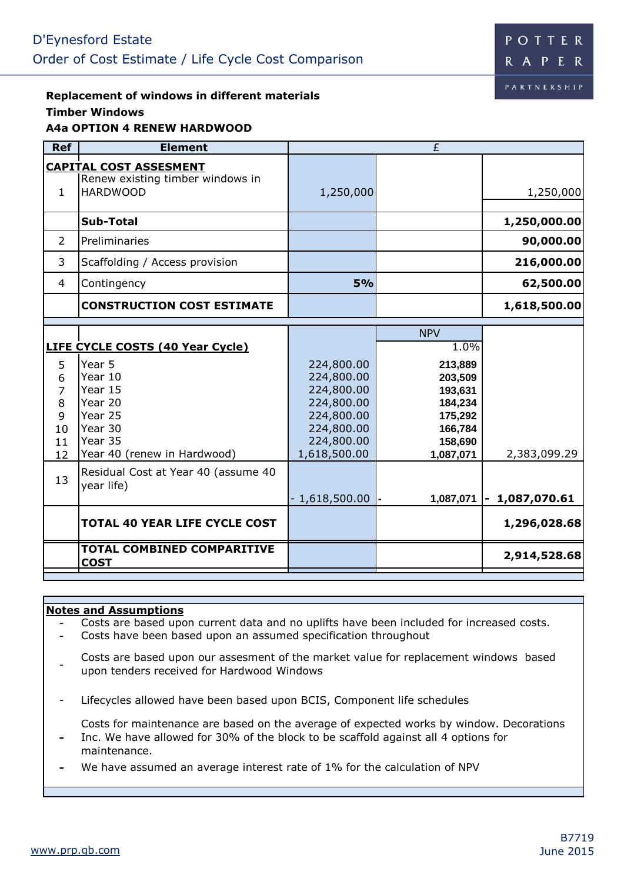D'Eynesford Estate

Order of Cost Estimate / Life Cycle Cost Comparison

**Replacement of windows in different materials**

**Timber Windows**

**A4a OPTION 4 RENEW HARDWOOD**

| Ref | Element | £ | | |
|---|---|---|---|---|
| | **CAPITAL COST ASSESMENT** | | | |
| 1 | Renew existing timber windows in HARDWOOD | 1,250,000 | | 1,250,000 |
| | **Sub-Total** | | | **1,250,000.00** |
| 2 | Preliminaries | | | **90,000.00** |
| 3 | Scaffolding / Access provision | | | **216,000.00** |
| 4 | Contingency | **5%** | | **62,500.00** |
| | **CONSTRUCTION COST ESTIMATE** | | | **1,618,500.00** |
| | | | NPV | |
| | **LIFE CYCLE COSTS (40 Year Cycle)** | | 1.0% | |
| 5 | Year 5 | 224,800.00 | **213,889** | |
| 6 | Year 10 | 224,800.00 | **203,509** | |
| 7 | Year 15 | 224,800.00 | **193,631** | |
| 8 | Year 20 | 224,800.00 | **184,234** | |
| 9 | Year 25 | 224,800.00 | **175,292** | |
| 10 | Year 30 | 224,800.00 | **166,784** | |
| 11 | Year 35 | 224,800.00 | **158,690** | |
| 12 | Year 40 (renew in Hardwood) | 1,618,500.00 | **1,087,071** | 2,383,099.29 |
| 13 | Residual Cost at Year 40 (assume 40 year life) | - 1,618,500.00 | - **1,087,071** | **- 1,087,070.61** |
| | **TOTAL 40 YEAR LIFE CYCLE COST** | | | **1,296,028.68** |
| | **TOTAL COMBINED COMPARITIVE COST** | | | **2,914,528.68** |

**Notes and Assumptions**

- Costs are based upon current data and no uplifts have been included for increased costs.
- Costs have been based upon an assumed specification throughout
- Costs are based upon our assesment of the market value for replacement windows based upon tenders received for Hardwood Windows
- Lifecycles allowed have been based upon BCIS, Component life schedules
- Costs for maintenance are based on the average of expected works by window. Decorations Inc. We have allowed for 30% of the block to be scaffold against all 4 options for maintenance.
- We have assumed an average interest rate of 1% for the calculation of NPV

B7719

June 2015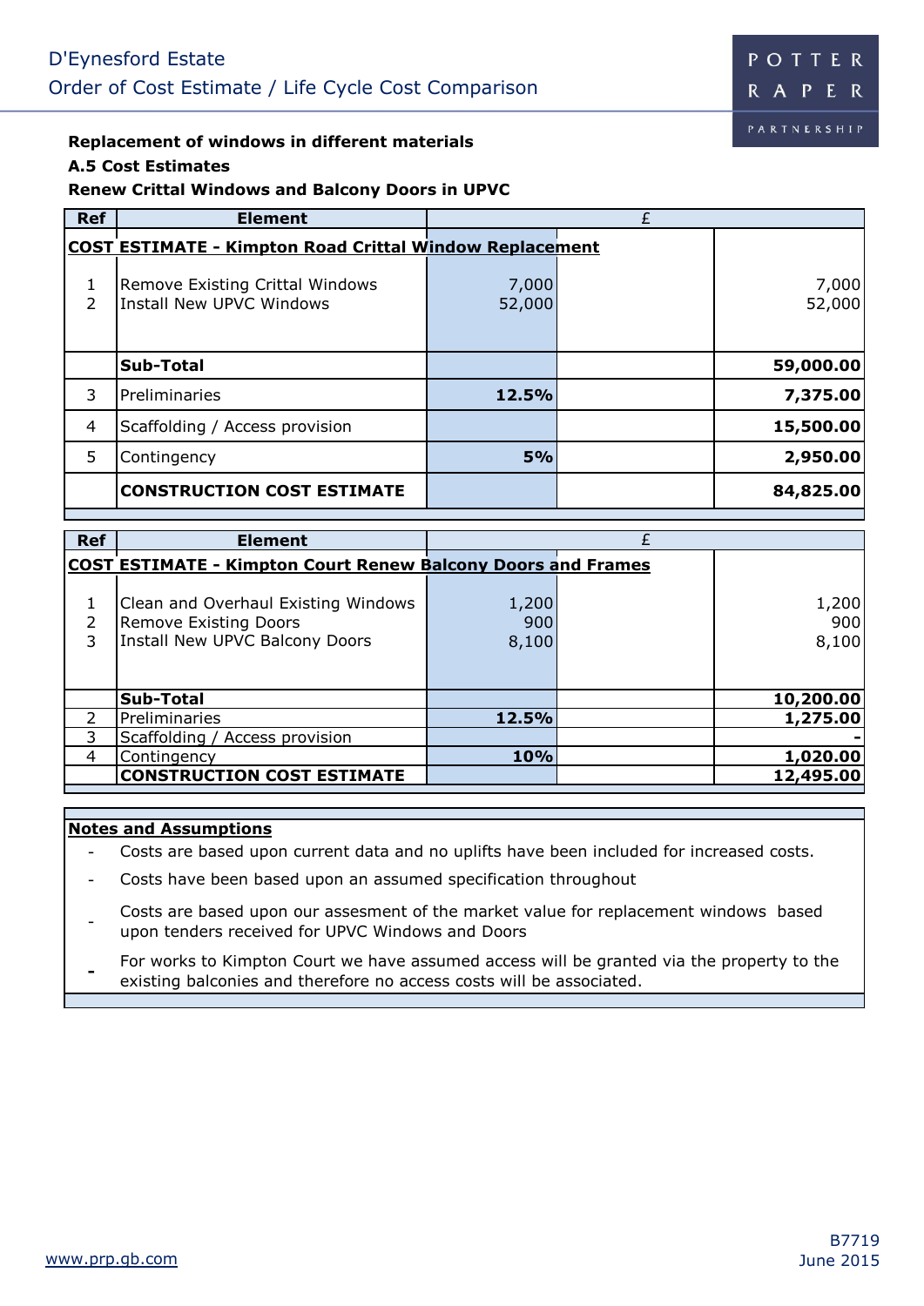D'Eynesford Estate

Order of Cost Estimate / Life Cycle Cost Comparison

**Replacement of windows in different materials**

**A.5 Cost Estimates**

**Renew Crittal Windows and Balcony Doors in UPVC**

| Ref | Element | £ | | |
|---|---|---|---|---|
| | **COST ESTIMATE - Kimpton Road Crittal Window Replacement** | | | |
| 1 | Remove Existing Crittal Windows | 7,000 | | 7,000 |
| 2 | Install New UPVC Windows | 52,000 | | 52,000 |
| | **Sub-Total** | | | **59,000.00** |
| 3 | Preliminaries | **12.5%** | | **7,375.00** |
| 4 | Scaffolding / Access provision | | | **15,500.00** |
| 5 | Contingency | **5%** | | **2,950.00** |
| | **CONSTRUCTION COST ESTIMATE** | | | **84,825.00** |

| Ref | Element | £ | | |
|---|---|---|---|---|
| | **COST ESTIMATE - Kimpton Court Renew Balcony Doors and Frames** | | | |
| 1 | Clean and Overhaul Existing Windows | 1,200 | | 1,200 |
| 2 | Remove Existing Doors | 900 | | 900 |
| 3 | Install New UPVC Balcony Doors | 8,100 | | 8,100 |
| | **Sub-Total** | | | **10,200.00** |
| 2 | Preliminaries | **12.5%** | | **1,275.00** |
| 3 | Scaffolding / Access provision | | | **-** |
| 4 | Contingency | **10%** | | **1,020.00** |
| | **CONSTRUCTION COST ESTIMATE** | | | **12,495.00** |

**Notes and Assumptions**

- Costs are based upon current data and no uplifts have been included for increased costs.
- Costs have been based upon an assumed specification throughout
- Costs are based upon our assesment of the market value for replacement windows based upon tenders received for UPVC Windows and Doors
- For works to Kimpton Court we have assumed access will be granted via the property to the existing balconies and therefore no access costs will be associated.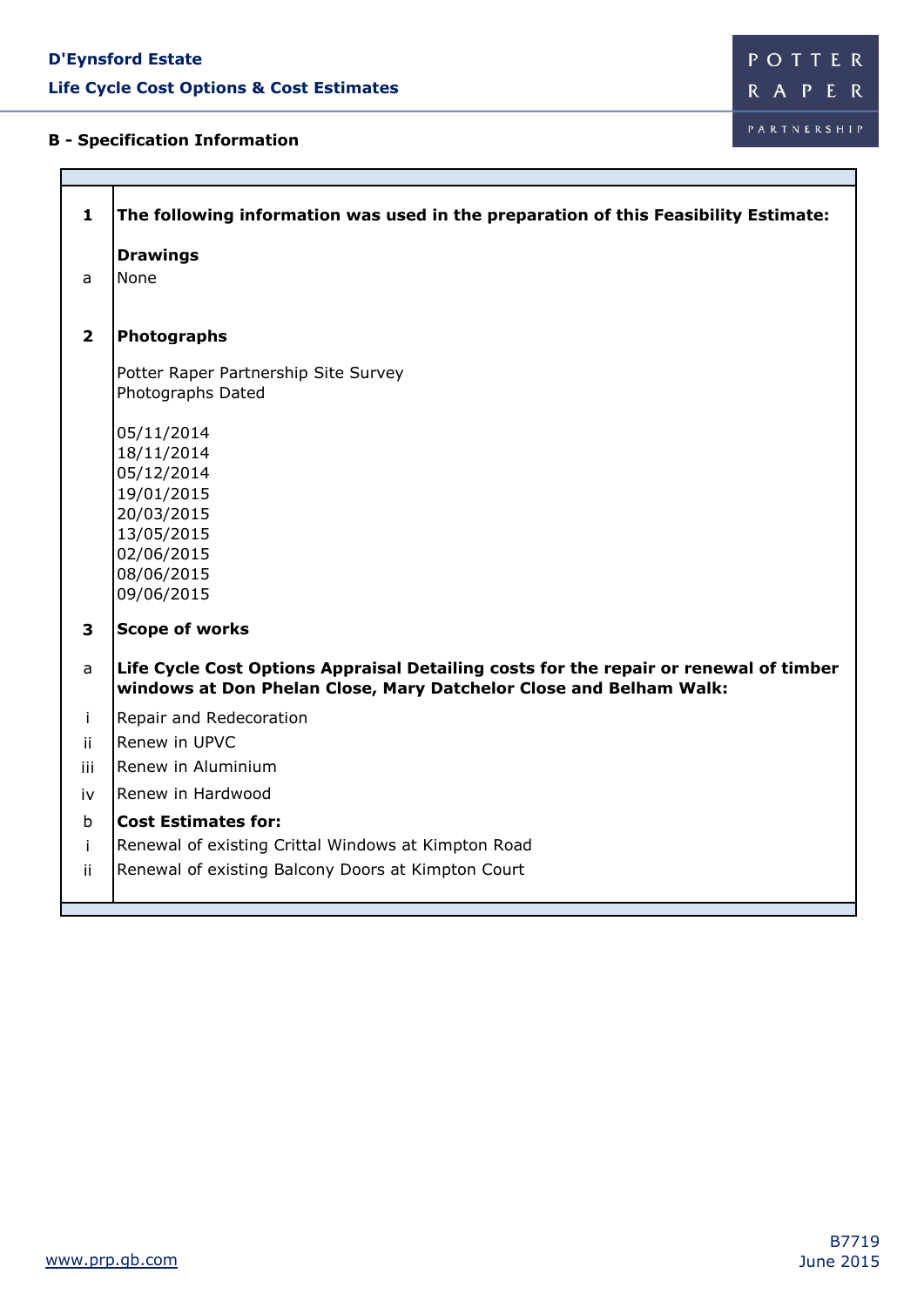## B - Specification Information

| | |
|---|---|
| **1** | **The following information was used in the preparation of this Feasibility Estimate:** |
| | **Drawings** |
| a | None |
| **2** | **Photographs** |
| | Potter Raper Partnership Site Survey Photographs Dated |
| | 05/11/2014<br>18/11/2014<br>05/12/2014<br>19/01/2015<br>20/03/2015<br>13/05/2015<br>02/06/2015<br>08/06/2015<br>09/06/2015 |
| **3** | **Scope of works** |
| a | **Life Cycle Cost Options Appraisal Detailing costs for the repair or renewal of timber windows at Don Phelan Close, Mary Datchelor Close and Belham Walk:** |
| i | Repair and Redecoration |
| ii | Renew in UPVC |
| iii | Renew in Aluminium |
| iv | Renew in Hardwood |
| b | **Cost Estimates for:** |
| i | Renewal of existing Crittal Windows at Kimpton Road |
| ii | Renewal of existing Balcony Doors at Kimpton Court |